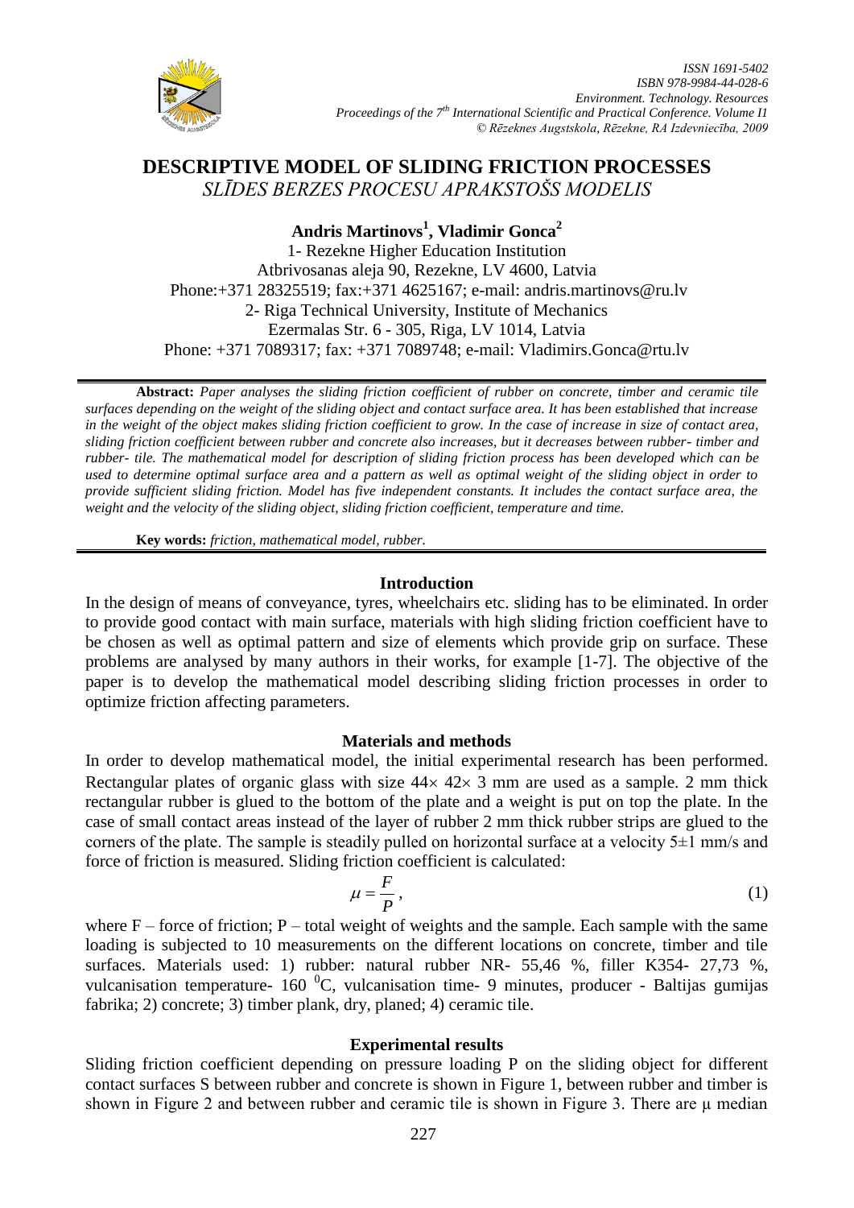# DESCRIPTIVE MODEL OF SLIDING FRICTION PROCESSES

*SLĪDES BERZES PROCESU APRAKSTOŠS MODELIS*

**Andris Martinovs[1], Vladimir Gonca[2]**

1- Rezekne Higher Education Institution
Atbrivosanas aleja 90, Rezekne, LV 4600, Latvia
Phone:+371 28325519; fax:+371 4625167; e-mail: andris.martinovs@ru.lv
2- Riga Technical University, Institute of Mechanics
Ezermalas Str. 6 - 305, Riga, LV 1014, Latvia
Phone: +371 7089317; fax: +371 7089748; e-mail: Vladimirs.Gonca@rtu.lv

**Abstract:** *Paper analyses the sliding friction coefficient of rubber on concrete, timber and ceramic tile surfaces depending on the weight of the sliding object and contact surface area. It has been established that increase in the weight of the object makes sliding friction coefficient to grow. In the case of increase in size of contact area, sliding friction coefficient between rubber and concrete also increases, but it decreases between rubber- timber and rubber- tile. The mathematical model for description of sliding friction process has been developed which can be used to determine optimal surface area and a pattern as well as optimal weight of the sliding object in order to provide sufficient sliding friction. Model has five independent constants. It includes the contact surface area, the weight and the velocity of the sliding object, sliding friction coefficient, temperature and time.*

**Key words:** *friction, mathematical model, rubber.*

## Introduction

In the design of means of conveyance, tyres, wheelchairs etc. sliding has to be eliminated. In order to provide good contact with main surface, materials with high sliding friction coefficient have to be chosen as well as optimal pattern and size of elements which provide grip on surface. These problems are analysed by many authors in their works, for example [1-7]. The objective of the paper is to develop the mathematical model describing sliding friction processes in order to optimize friction affecting parameters.

## Materials and methods

In order to develop mathematical model, the initial experimental research has been performed. Rectangular plates of organic glass with size $44\times 42\times 3$ mm are used as a sample. 2 mm thick rectangular rubber is glued to the bottom of the plate and a weight is put on top the plate. In the case of small contact areas instead of the layer of rubber 2 mm thick rubber strips are glued to the corners of the plate. The sample is steadily pulled on horizontal surface at a velocity $5\pm1$ mm/s and force of friction is measured. Sliding friction coefficient is calculated:

$$\mu = \frac{F}{P}, \tag{1}$$

where F – force of friction; P – total weight of weights and the sample. Each sample with the same loading is subjected to 10 measurements on the different locations on concrete, timber and tile surfaces. Materials used: 1) rubber: natural rubber NR- 55,46 %, filler K354- 27,73 %, vulcanisation temperature- 160 $^0$C, vulcanisation time- 9 minutes, producer - Baltijas gumijas fabrika; 2) concrete; 3) timber plank, dry, planed; 4) ceramic tile.

## Experimental results

Sliding friction coefficient depending on pressure loading P on the sliding object for different contact surfaces S between rubber and concrete is shown in Figure 1, between rubber and timber is shown in Figure 2 and between rubber and ceramic tile is shown in Figure 3. There are μ median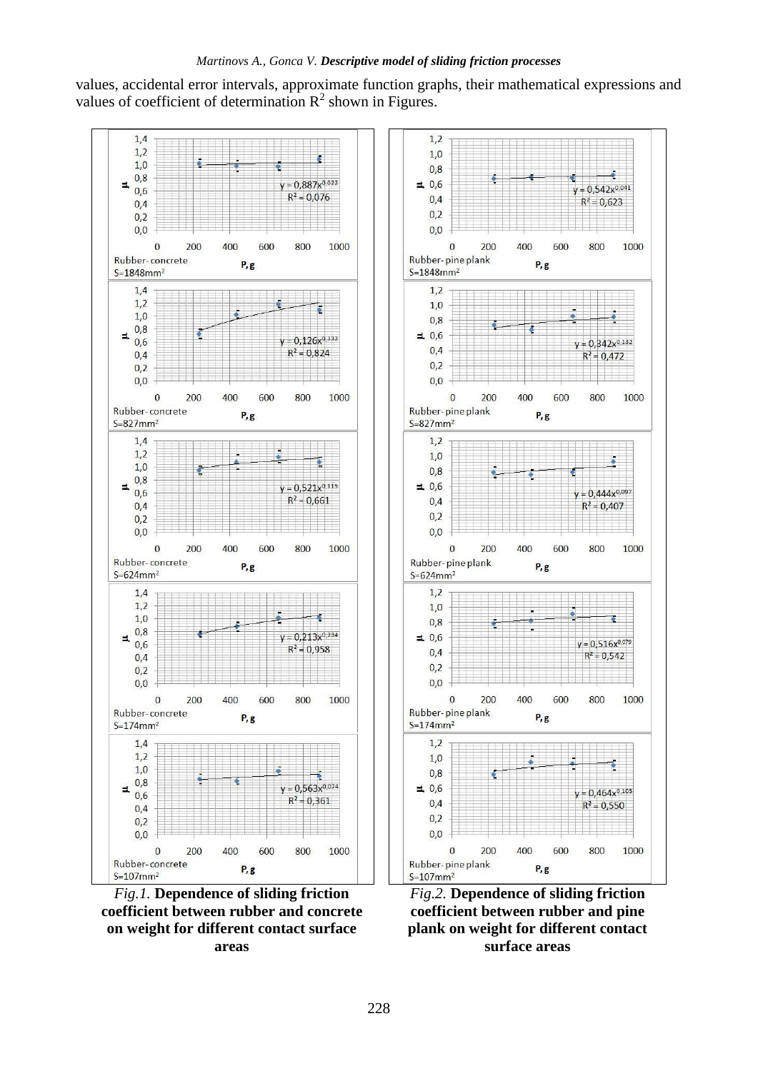values, accidental error intervals, approximate function graphs, their mathematical expressions and values of coefficient of determination $R^2$ shown in Figures.

*Fig.1.* **Dependence of sliding friction coefficient between rubber and concrete on weight for different contact surface areas**

*Fig.2.* **Dependence of sliding friction coefficient between rubber and pine plank on weight for different contact surface areas**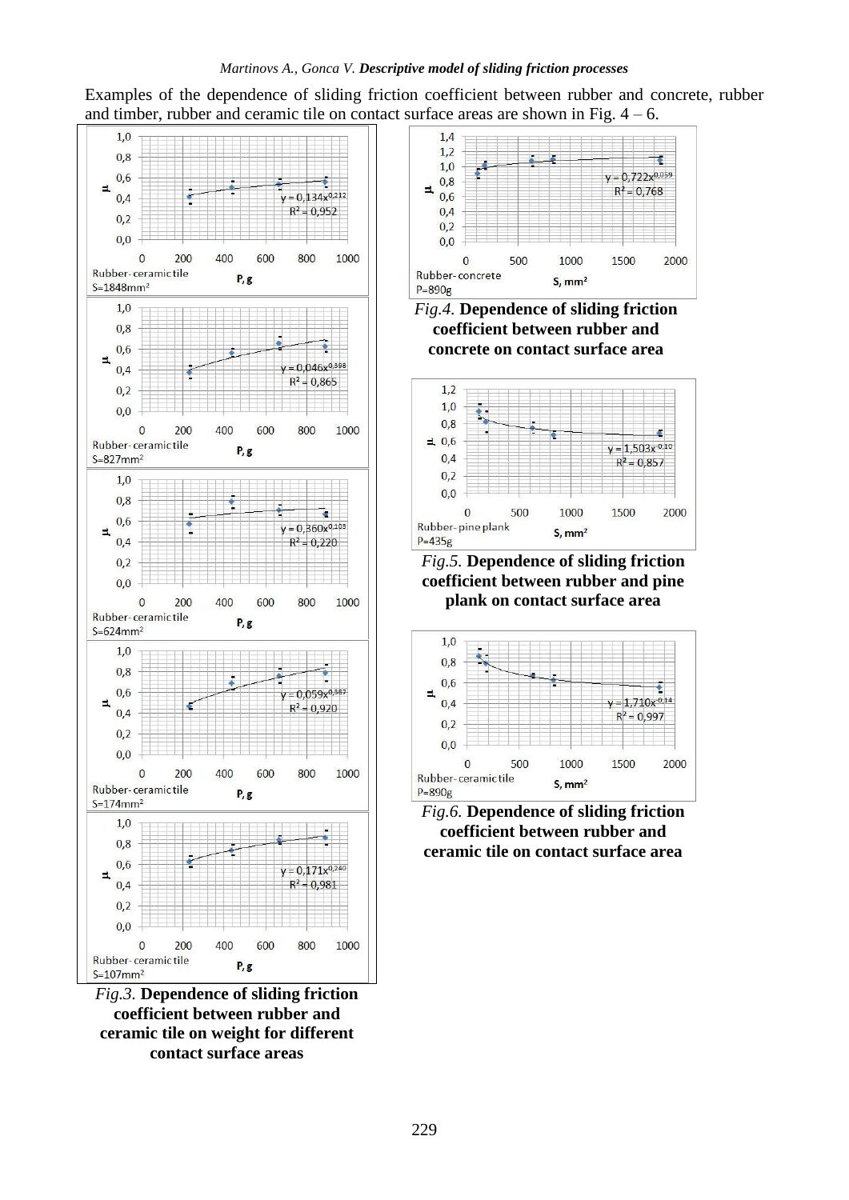Examples of the dependence of sliding friction coefficient between rubber and concrete, rubber and timber, rubber and ceramic tile on contact surface areas are shown in Fig. 4 – 6.

*Fig.3.* **Dependence of sliding friction coefficient between rubber and ceramic tile on weight for different contact surface areas**

*Fig.4.* **Dependence of sliding friction coefficient between rubber and concrete on contact surface area**

*Fig.5.* **Dependence of sliding friction coefficient between rubber and pine plank on contact surface area**

*Fig.6.* **Dependence of sliding friction coefficient between rubber and ceramic tile on contact surface area**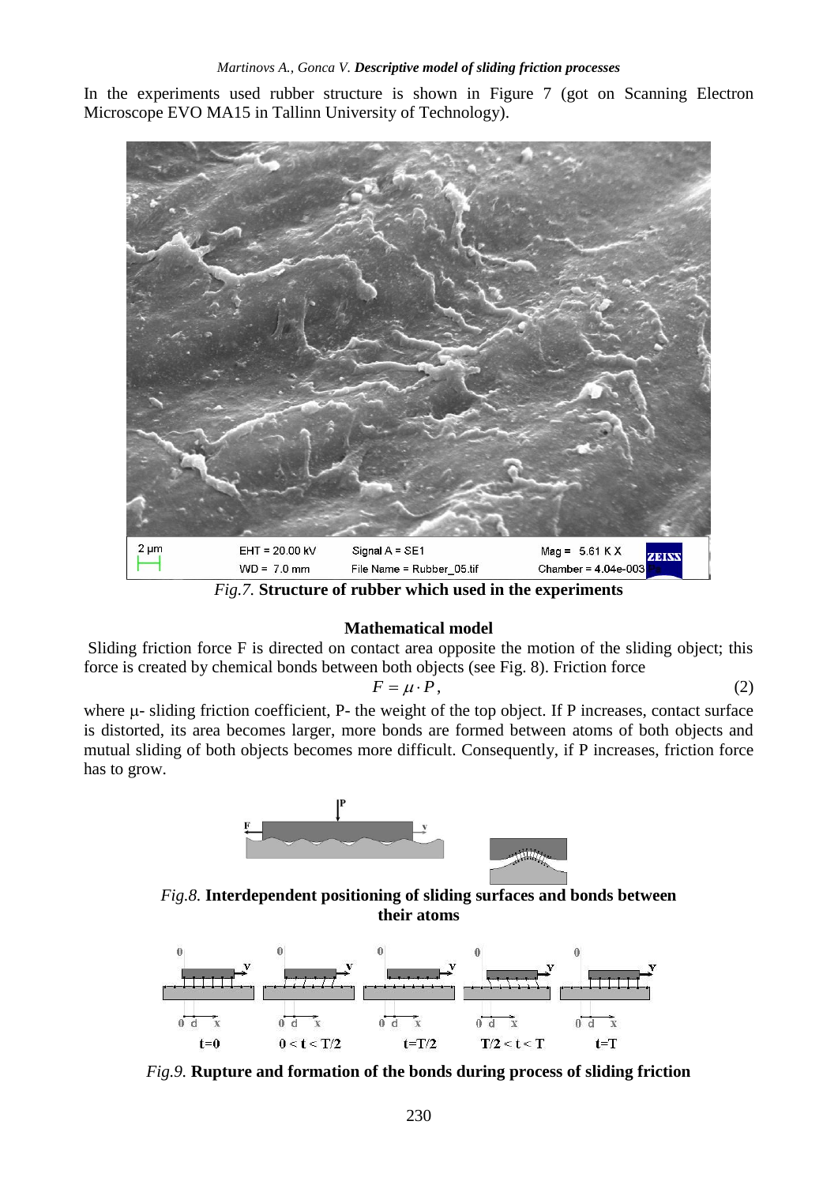In the experiments used rubber structure is shown in Figure 7 (got on Scanning Electron Microscope EVO MA15 in Tallinn University of Technology).

*Fig.7.* **Structure of rubber which used in the experiments**

### Mathematical model

Sliding friction force F is directed on contact area opposite the motion of the sliding object; this force is created by chemical bonds between both objects (see Fig. 8). Friction force

$$F = \mu \cdot P, \qquad (2)$$

where μ- sliding friction coefficient, P- the weight of the top object. If P increases, contact surface is distorted, its area becomes larger, more bonds are formed between atoms of both objects and mutual sliding of both objects becomes more difficult. Consequently, if P increases, friction force has to grow.

*Fig.8.* **Interdependent positioning of sliding surfaces and bonds between their atoms**

*Fig.9.* **Rupture and formation of the bonds during process of sliding friction**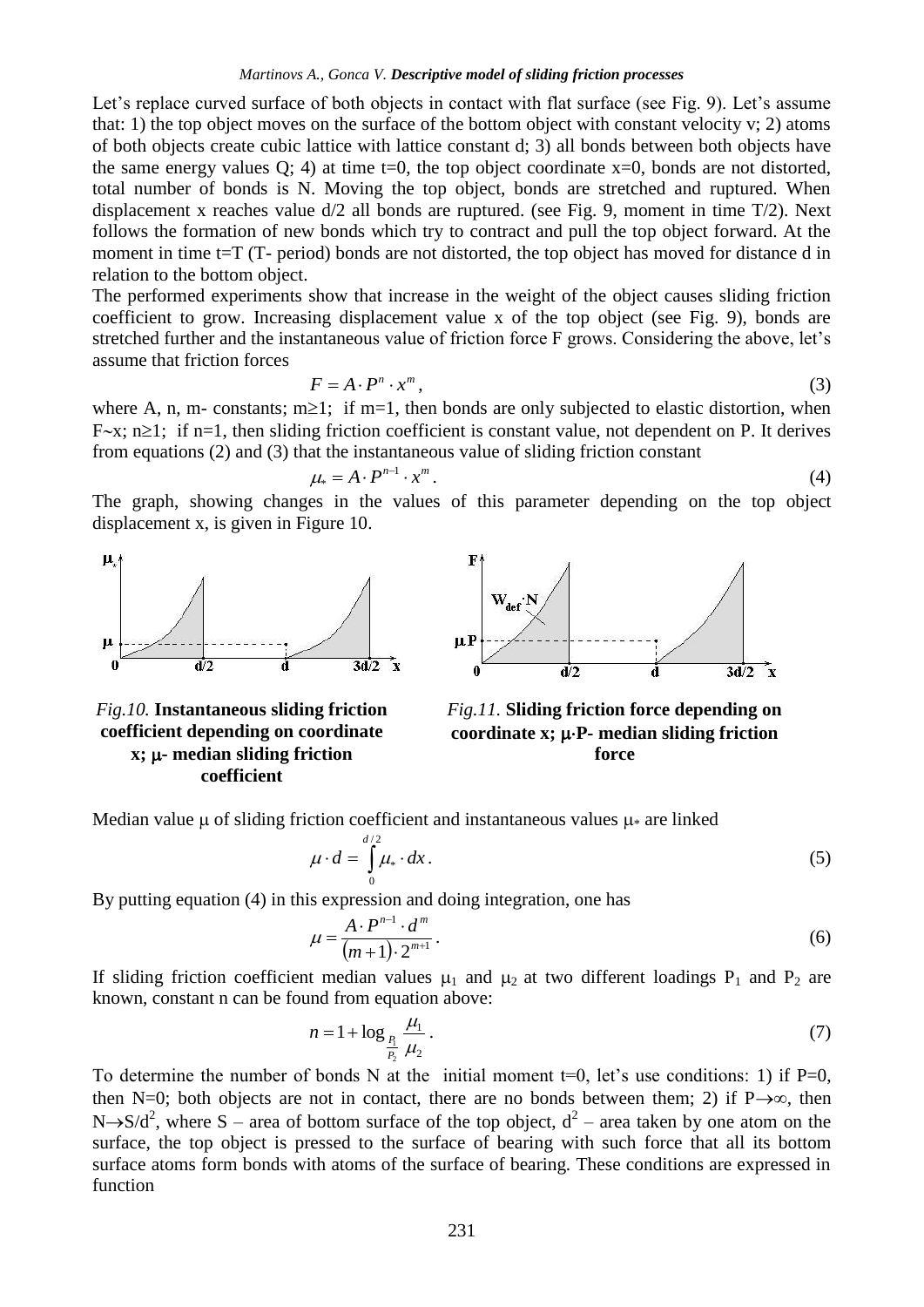Let's replace curved surface of both objects in contact with flat surface (see Fig. 9). Let's assume that: 1) the top object moves on the surface of the bottom object with constant velocity v; 2) atoms of both objects create cubic lattice with lattice constant d; 3) all bonds between both objects have the same energy values Q; 4) at time t=0, the top object coordinate x=0, bonds are not distorted, total number of bonds is N. Moving the top object, bonds are stretched and ruptured. When displacement x reaches value d/2 all bonds are ruptured. (see Fig. 9, moment in time T/2). Next follows the formation of new bonds which try to contract and pull the top object forward. At the moment in time t=T (T- period) bonds are not distorted, the top object has moved for distance d in relation to the bottom object.

The performed experiments show that increase in the weight of the object causes sliding friction coefficient to grow. Increasing displacement value x of the top object (see Fig. 9), bonds are stretched further and the instantaneous value of friction force F grows. Considering the above, let's assume that friction forces

$$F = A \cdot P^n \cdot x^m, \tag{3}$$

where A, n, m- constants; $m \geq 1$; if m=1, then bonds are only subjected to elastic distortion, when $F \sim x$; $n \geq 1$; if n=1, then sliding friction coefficient is constant value, not dependent on P. It derives from equations (2) and (3) that the instantaneous value of sliding friction constant

$$\mu_* = A \cdot P^{n-1} \cdot x^m. \tag{4}$$

The graph, showing changes in the values of this parameter depending on the top object displacement x, is given in Figure 10.

*Fig.10.* **Instantaneous sliding friction coefficient depending on coordinate x; μ- median sliding friction coefficient**

*Fig.11.* **Sliding friction force depending on coordinate x; μ·P- median sliding friction force**

Median value μ of sliding friction coefficient and instantaneous values $\mu_*$ are linked

$$\mu \cdot d = \int_0^{d/2} \mu_* \cdot dx. \tag{5}$$

By putting equation (4) in this expression and doing integration, one has

$$\mu = \frac{A \cdot P^{n-1} \cdot d^m}{(m+1) \cdot 2^{m+1}}. \tag{6}$$

If sliding friction coefficient median values $\mu_1$ and $\mu_2$ at two different loadings $P_1$ and $P_2$ are known, constant n can be found from equation above:

$$n = 1 + \log_{\frac{P_1}{P_2}} \frac{\mu_1}{\mu_2}. \tag{7}$$

To determine the number of bonds N at the initial moment t=0, let's use conditions: 1) if P=0, then N=0; both objects are not in contact, there are no bonds between them; 2) if $P \to \infty$, then $N \to S/d^2$, where S – area of bottom surface of the top object, $d^2$ – area taken by one atom on the surface, the top object is pressed to the surface of bearing with such force that all its bottom surface atoms form bonds with atoms of the surface of bearing. These conditions are expressed in function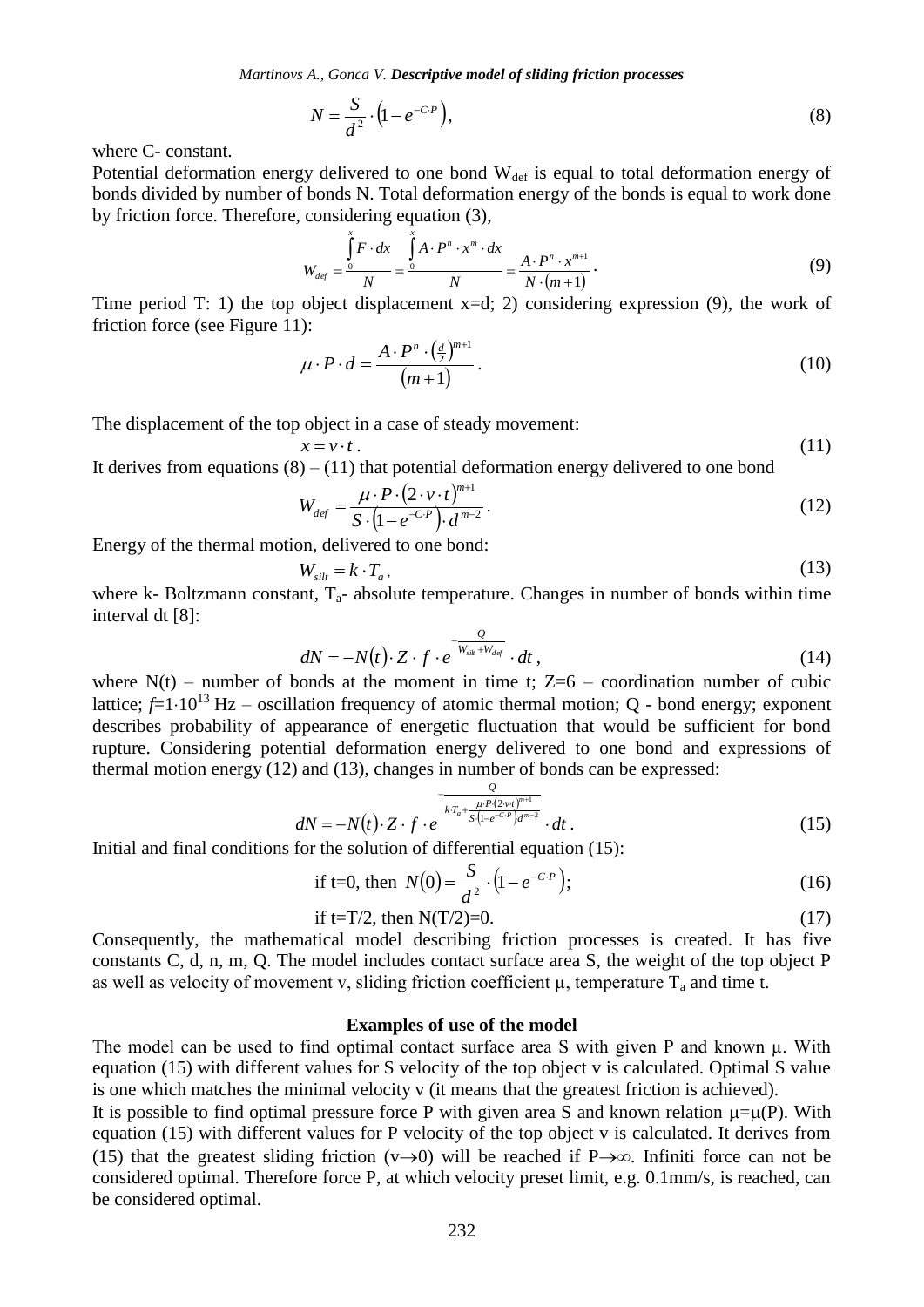$$N = \frac{S}{d^2} \cdot \left(1 - e^{-C \cdot P}\right), \tag{8}$$

where C- constant.

Potential deformation energy delivered to one bond $W_{def}$ is equal to total deformation energy of bonds divided by number of bonds N. Total deformation energy of the bonds is equal to work done by friction force. Therefore, considering equation (3),

$$W_{def} = \frac{\int_0^x F \cdot dx}{N} = \frac{\int_0^x A \cdot P^n \cdot x^m \cdot dx}{N} = \frac{A \cdot P^n \cdot x^{m+1}}{N \cdot (m+1)}. \tag{9}$$

Time period T: 1) the top object displacement x=d; 2) considering expression (9), the work of friction force (see Figure 11):

$$\mu \cdot P \cdot d = \frac{A \cdot P^n \cdot \left(\frac{d}{2}\right)^{m+1}}{(m+1)}. \tag{10}$$

The displacement of the top object in a case of steady movement:

$$x = v \cdot t. \tag{11}$$

It derives from equations (8) – (11) that potential deformation energy delivered to one bond

$$W_{def} = \frac{\mu \cdot P \cdot (2 \cdot v \cdot t)^{m+1}}{S \cdot \left(1 - e^{-C \cdot P}\right) \cdot d^{m-2}}. \tag{12}$$

Energy of the thermal motion, delivered to one bond:

$$W_{silt} = k \cdot T_a, \tag{13}$$

where k- Boltzmann constant, $T_a$- absolute temperature. Changes in number of bonds within time interval dt [8]:

$$dN = -N(t) \cdot Z \cdot f \cdot e^{-\frac{Q}{W_{silt} + W_{def}}} \cdot dt, \tag{14}$$

where N(t) – number of bonds at the moment in time t; Z=6 – coordination number of cubic lattice; $f = 1 \cdot 10^{13}$ Hz – oscillation frequency of atomic thermal motion; Q - bond energy; exponent describes probability of appearance of energetic fluctuation that would be sufficient for bond rupture. Considering potential deformation energy delivered to one bond and expressions of thermal motion energy (12) and (13), changes in number of bonds can be expressed:

$$dN = -N(t) \cdot Z \cdot f \cdot e^{-\frac{Q}{k \cdot T_a + \frac{\mu \cdot P \cdot (2 \cdot v \cdot t)^{m+1}}{S \cdot \left(1 - e^{-C \cdot P}\right) d^{m-2}}}} \cdot dt. \tag{15}$$

Initial and final conditions for the solution of differential equation (15):

$$\text{if t=0, then } N(0) = \frac{S}{d^2} \cdot \left(1 - e^{-C \cdot P}\right); \tag{16}$$

$$\text{if t=T/2, then N(T/2)=0.} \tag{17}$$

Consequently, the mathematical model describing friction processes is created. It has five constants C, d, n, m, Q. The model includes contact surface area S, the weight of the top object P as well as velocity of movement v, sliding friction coefficient μ, temperature $T_a$ and time t.

## Examples of use of the model

The model can be used to find optimal contact surface area S with given P and known μ. With equation (15) with different values for S velocity of the top object v is calculated. Optimal S value is one which matches the minimal velocity v (it means that the greatest friction is achieved).

It is possible to find optimal pressure force P with given area S and known relation μ=μ(P). With equation (15) with different values for P velocity of the top object v is calculated. It derives from (15) that the greatest sliding friction ($v \to 0$) will be reached if $P \to \infty$. Infiniti force can not be considered optimal. Therefore force P, at which velocity preset limit, e.g. 0.1mm/s, is reached, can be considered optimal.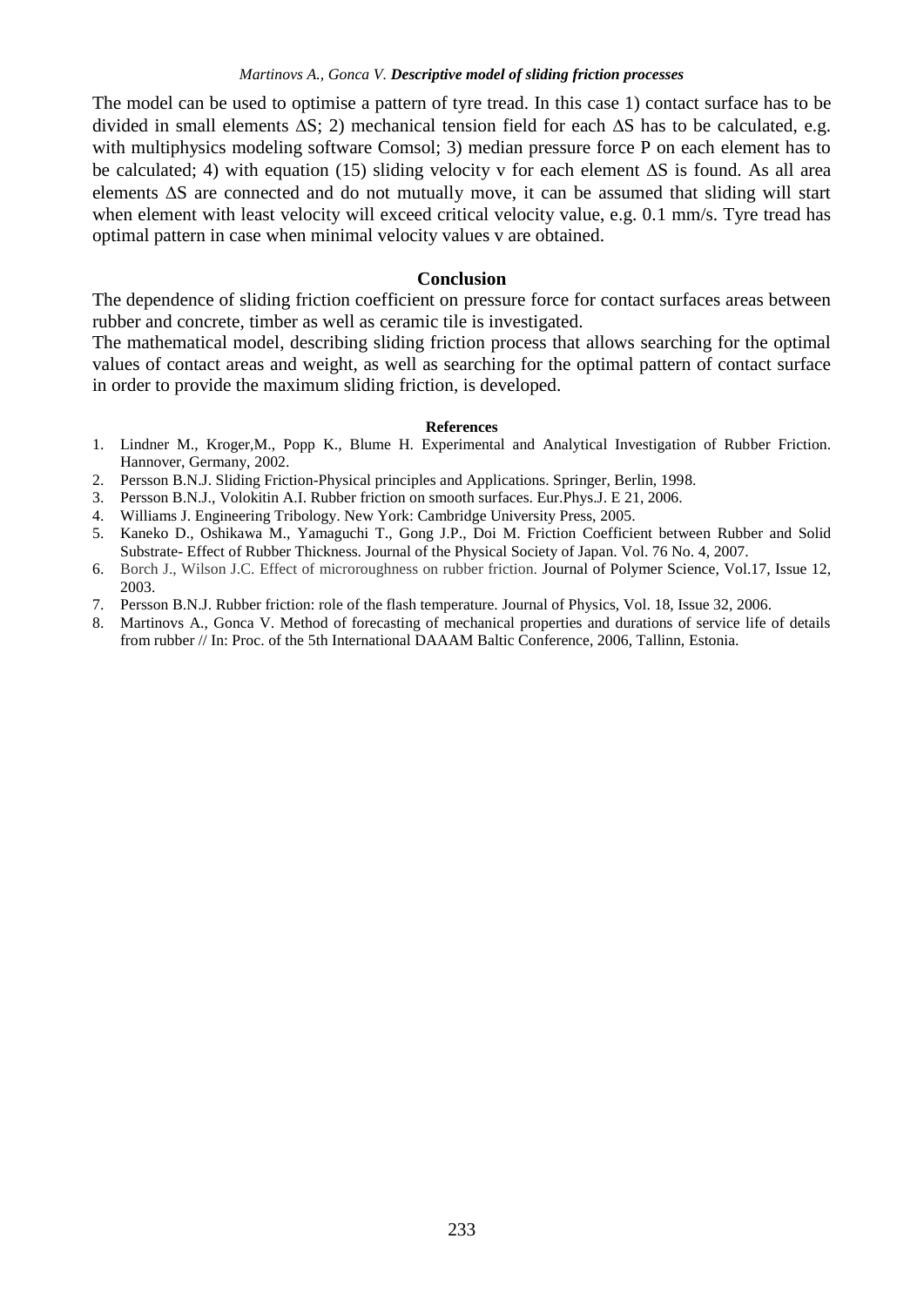The model can be used to optimise a pattern of tyre tread. In this case 1) contact surface has to be divided in small elements $\Delta S$; 2) mechanical tension field for each $\Delta S$ has to be calculated, e.g. with multiphysics modeling software Comsol; 3) median pressure force P on each element has to be calculated; 4) with equation (15) sliding velocity v for each element $\Delta S$ is found. As all area elements $\Delta S$ are connected and do not mutually move, it can be assumed that sliding will start when element with least velocity will exceed critical velocity value, e.g. 0.1 mm/s. Tyre tread has optimal pattern in case when minimal velocity values v are obtained.

## Conclusion

The dependence of sliding friction coefficient on pressure force for contact surfaces areas between rubber and concrete, timber as well as ceramic tile is investigated.

The mathematical model, describing sliding friction process that allows searching for the optimal values of contact areas and weight, as well as searching for the optimal pattern of contact surface in order to provide the maximum sliding friction, is developed.

### References

1. Lindner M., Kroger,M., Popp K., Blume H. Experimental and Analytical Investigation of Rubber Friction. Hannover, Germany, 2002.
2. Persson B.N.J. Sliding Friction-Physical principles and Applications. Springer, Berlin, 1998.
3. Persson B.N.J., Volokitin A.I. Rubber friction on smooth surfaces. Eur.Phys.J. E 21, 2006.
4. Williams J. Engineering Tribology. New York: Cambridge University Press, 2005.
5. Kaneko D., Oshikawa M., Yamaguchi T., Gong J.P., Doi M. Friction Coefficient between Rubber and Solid Substrate- Effect of Rubber Thickness. Journal of the Physical Society of Japan. Vol. 76 No. 4, 2007.
6. Borch J., Wilson J.C. Effect of microroughness on rubber friction. Journal of Polymer Science, Vol.17, Issue 12, 2003.
7. Persson B.N.J. Rubber friction: role of the flash temperature. Journal of Physics, Vol. 18, Issue 32, 2006.
8. Martinovs A., Gonca V. Method of forecasting of mechanical properties and durations of service life of details from rubber // In: Proc. of the 5th International DAAAM Baltic Conference, 2006, Tallinn, Estonia.